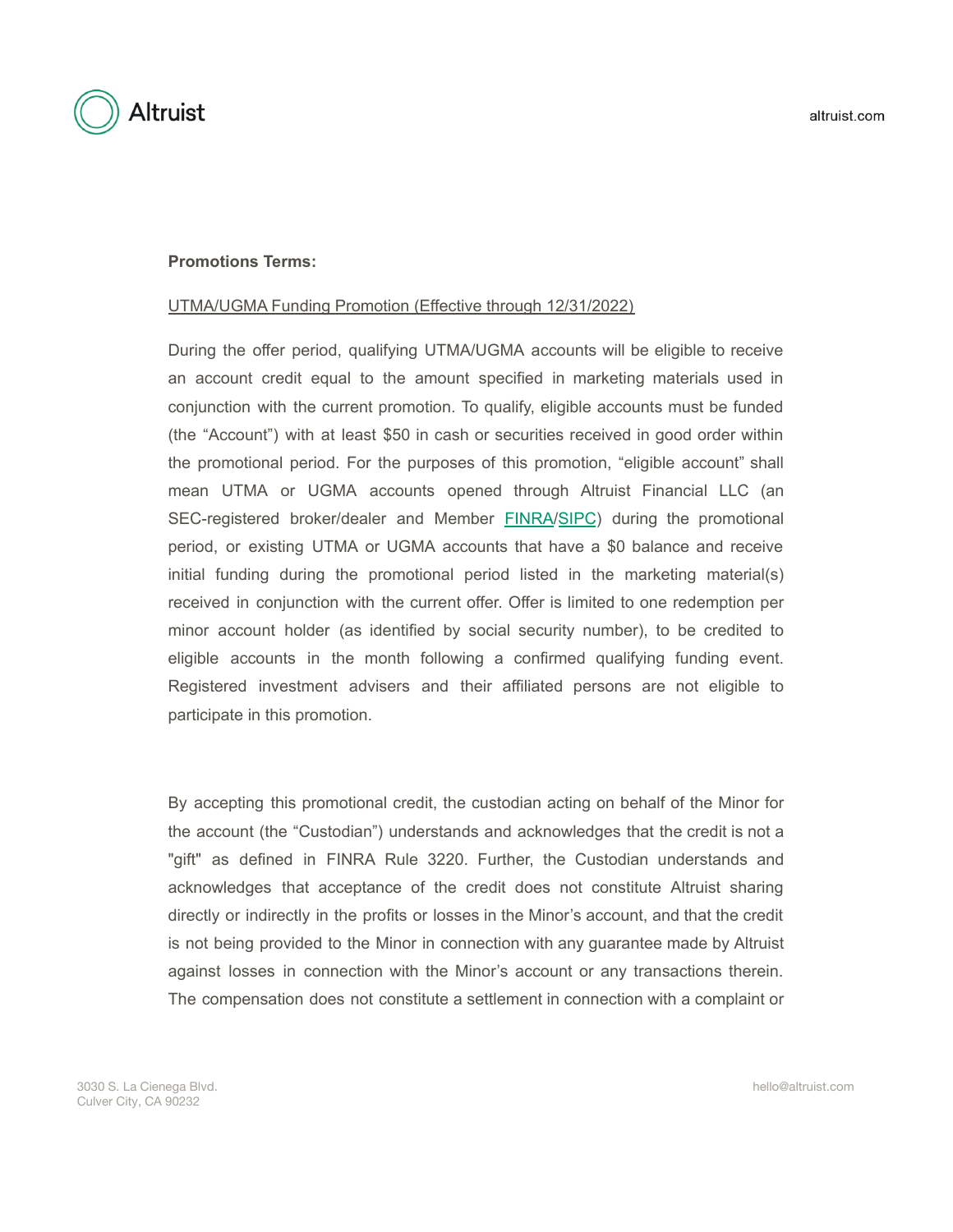**Promotions Terms:**

UTMA/UGMA Funding Promotion (Effective through 12/31/2022)

During the offer period, qualifying UTMA/UGMA accounts will be eligible to receive an account credit equal to the amount specified in marketing materials used in conjunction with the current promotion. To qualify, eligible accounts must be funded (the "Account") with at least $50 in cash or securities received in good order within the promotional period. For the purposes of this promotion, "eligible account" shall mean UTMA or UGMA accounts opened through Altruist Financial LLC (an SEC-registered broker/dealer and Member FINRA/SIPC) during the promotional period, or existing UTMA or UGMA accounts that have a $0 balance and receive initial funding during the promotional period listed in the marketing material(s) received in conjunction with the current offer. Offer is limited to one redemption per minor account holder (as identified by social security number), to be credited to eligible accounts in the month following a confirmed qualifying funding event. Registered investment advisers and their affiliated persons are not eligible to participate in this promotion.

By accepting this promotional credit, the custodian acting on behalf of the Minor for the account (the "Custodian") understands and acknowledges that the credit is not a "gift" as defined in FINRA Rule 3220. Further, the Custodian understands and acknowledges that acceptance of the credit does not constitute Altruist sharing directly or indirectly in the profits or losses in the Minor's account, and that the credit is not being provided to the Minor in connection with any guarantee made by Altruist against losses in connection with the Minor's account or any transactions therein. The compensation does not constitute a settlement in connection with a complaint or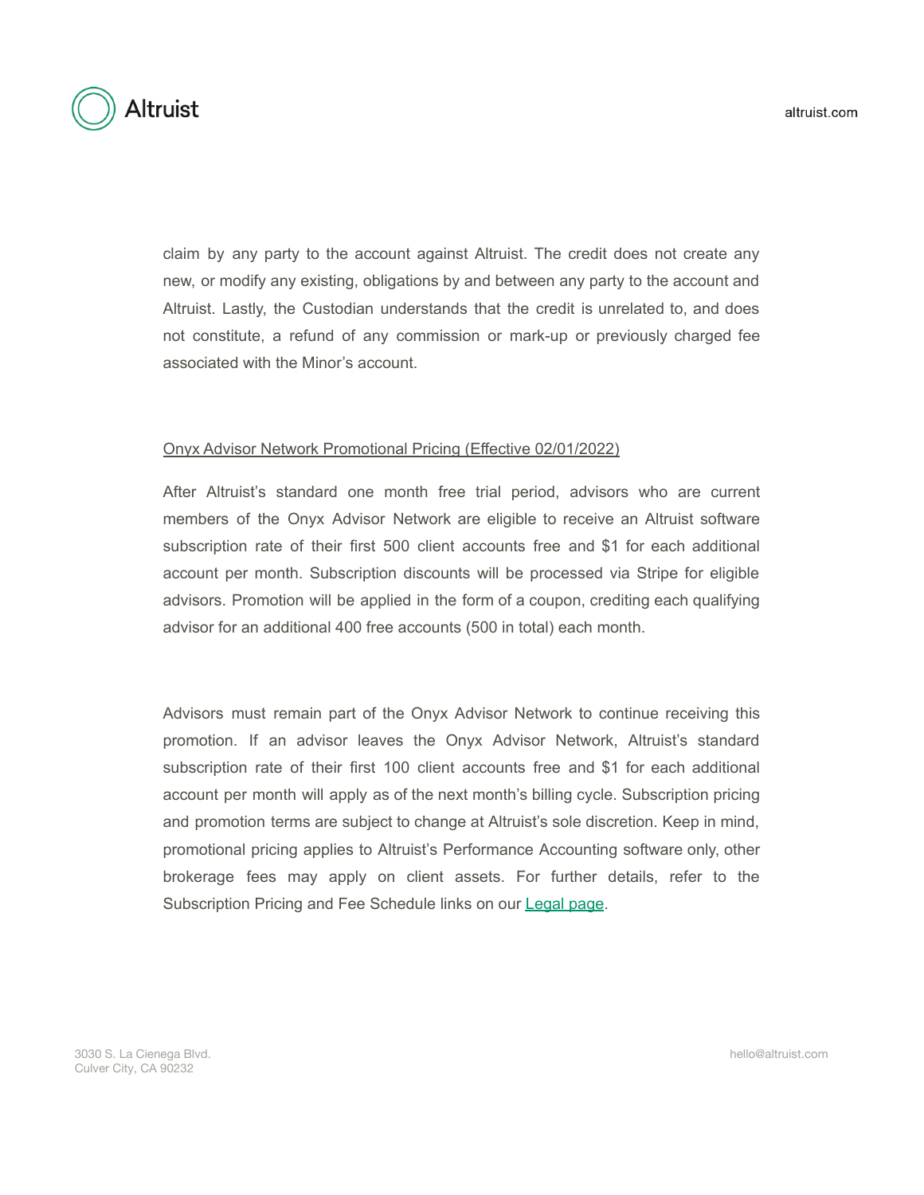claim by any party to the account against Altruist. The credit does not create any new, or modify any existing, obligations by and between any party to the account and Altruist. Lastly, the Custodian understands that the credit is unrelated to, and does not constitute, a refund of any commission or mark-up or previously charged fee associated with the Minor's account.

<u>Onyx Advisor Network Promotional Pricing (Effective 02/01/2022)</u>

After Altruist's standard one month free trial period, advisors who are current members of the Onyx Advisor Network are eligible to receive an Altruist software subscription rate of their first 500 client accounts free and $1 for each additional account per month. Subscription discounts will be processed via Stripe for eligible advisors. Promotion will be applied in the form of a coupon, crediting each qualifying advisor for an additional 400 free accounts (500 in total) each month.

Advisors must remain part of the Onyx Advisor Network to continue receiving this promotion. If an advisor leaves the Onyx Advisor Network, Altruist's standard subscription rate of their first 100 client accounts free and $1 for each additional account per month will apply as of the next month's billing cycle. Subscription pricing and promotion terms are subject to change at Altruist's sole discretion. Keep in mind, promotional pricing applies to Altruist's Performance Accounting software only, other brokerage fees may apply on client assets. For further details, refer to the Subscription Pricing and Fee Schedule links on our Legal page.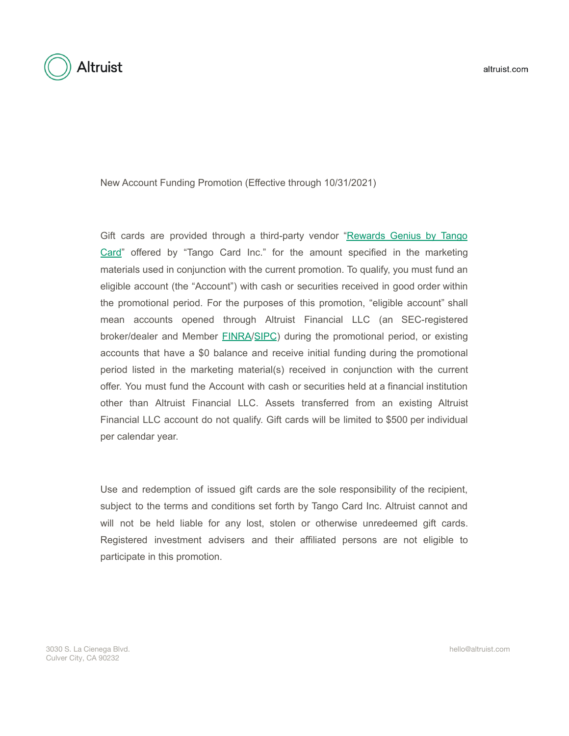New Account Funding Promotion (Effective through 10/31/2021)

Gift cards are provided through a third-party vendor "Rewards Genius by Tango Card" offered by "Tango Card Inc." for the amount specified in the marketing materials used in conjunction with the current promotion. To qualify, you must fund an eligible account (the "Account") with cash or securities received in good order within the promotional period. For the purposes of this promotion, "eligible account" shall mean accounts opened through Altruist Financial LLC (an SEC-registered broker/dealer and Member FINRA/SIPC) during the promotional period, or existing accounts that have a $0 balance and receive initial funding during the promotional period listed in the marketing material(s) received in conjunction with the current offer. You must fund the Account with cash or securities held at a financial institution other than Altruist Financial LLC. Assets transferred from an existing Altruist Financial LLC account do not qualify. Gift cards will be limited to $500 per individual per calendar year.

Use and redemption of issued gift cards are the sole responsibility of the recipient, subject to the terms and conditions set forth by Tango Card Inc. Altruist cannot and will not be held liable for any lost, stolen or otherwise unredeemed gift cards. Registered investment advisers and their affiliated persons are not eligible to participate in this promotion.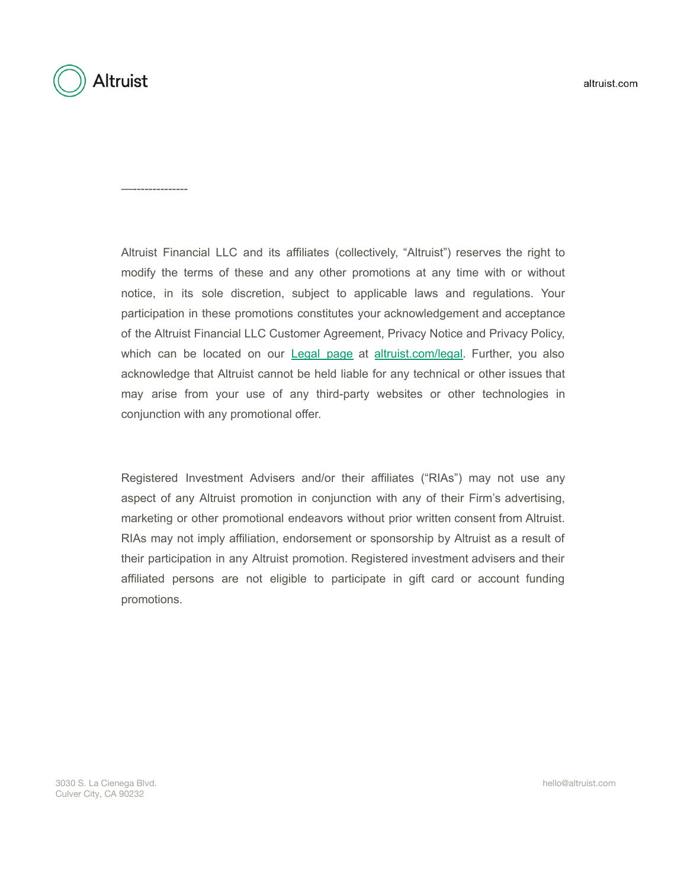—--------------

Altruist Financial LLC and its affiliates (collectively, “Altruist”) reserves the right to modify the terms of these and any other promotions at any time with or without notice, in its sole discretion, subject to applicable laws and regulations. Your participation in these promotions constitutes your acknowledgement and acceptance of the Altruist Financial LLC Customer Agreement, Privacy Notice and Privacy Policy, which can be located on our [Legal page](altruist.com/legal) at [altruist.com/legal](altruist.com/legal). Further, you also acknowledge that Altruist cannot be held liable for any technical or other issues that may arise from your use of any third-party websites or other technologies in conjunction with any promotional offer.

Registered Investment Advisers and/or their affiliates (“RIAs”) may not use any aspect of any Altruist promotion in conjunction with any of their Firm’s advertising, marketing or other promotional endeavors without prior written consent from Altruist. RIAs may not imply affiliation, endorsement or sponsorship by Altruist as a result of their participation in any Altruist promotion. Registered investment advisers and their affiliated persons are not eligible to participate in gift card or account funding promotions.